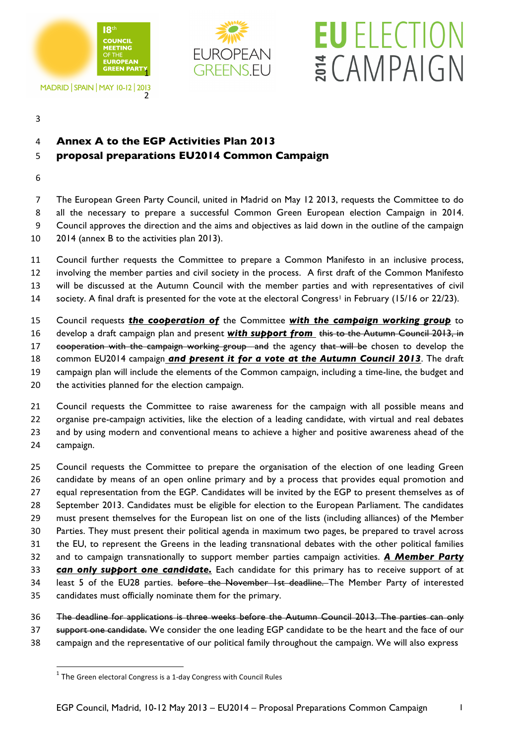18th COUNCIL MEETING OF THE EUROPEAN GREEN PARTY

MADRID | SPAIN | MAY 10-12 | 2013

EUROPEAN GREENS.EU

EU ELECTION 2014 CAMPAIGN

# Annex A to the EGP Activities Plan 2013
# proposal preparations EU2014 Common Campaign

The European Green Party Council, united in Madrid on May 12 2013, requests the Committee to do all the necessary to prepare a successful Common Green European election Campaign in 2014. Council approves the direction and the aims and objectives as laid down in the outline of the campaign 2014 (annex B to the activities plan 2013).

Council further requests the Committee to prepare a Common Manifesto in an inclusive process, involving the member parties and civil society in the process. A first draft of the Common Manifesto will be discussed at the Autumn Council with the member parties and with representatives of civil society. A final draft is presented for the vote at the electoral Congress[1] in February (15/16 or 22/23).

Council requests ***the cooperation of*** the Committee ***with the campaign working group*** to develop a draft campaign plan and present ***with support from*** ~~this to the Autumn Council 2013, in cooperation with the campaign working group and~~ the agency ~~that will be~~ chosen to develop the common EU2014 campaign ***and present it for a vote at the Autumn Council 2013***. The draft campaign plan will include the elements of the Common campaign, including a time-line, the budget and the activities planned for the election campaign.

Council requests the Committee to raise awareness for the campaign with all possible means and organise pre-campaign activities, like the election of a leading candidate, with virtual and real debates and by using modern and conventional means to achieve a higher and positive awareness ahead of the campaign.

Council requests the Committee to prepare the organisation of the election of one leading Green candidate by means of an open online primary and by a process that provides equal promotion and equal representation from the EGP. Candidates will be invited by the EGP to present themselves as of September 2013. Candidates must be eligible for election to the European Parliament. The candidates must present themselves for the European list on one of the lists (including alliances) of the Member Parties. They must present their political agenda in maximum two pages, be prepared to travel across the EU, to represent the Greens in the leading transnational debates with the other political families and to campaign transnationally to support member parties campaign activities. ***A Member Party can only support one candidate.*** Each candidate for this primary has to receive support of at least 5 of the EU28 parties. ~~before the November 1st deadline.~~ The Member Party of interested candidates must officially nominate them for the primary.

~~The deadline for applications is three weeks before the Autumn Council 2013. The parties can only support one candidate.~~ We consider the one leading EGP candidate to be the heart and the face of our campaign and the representative of our political family throughout the campaign. We will also express

[1] The Green electoral Congress is a 1-day Congress with Council Rules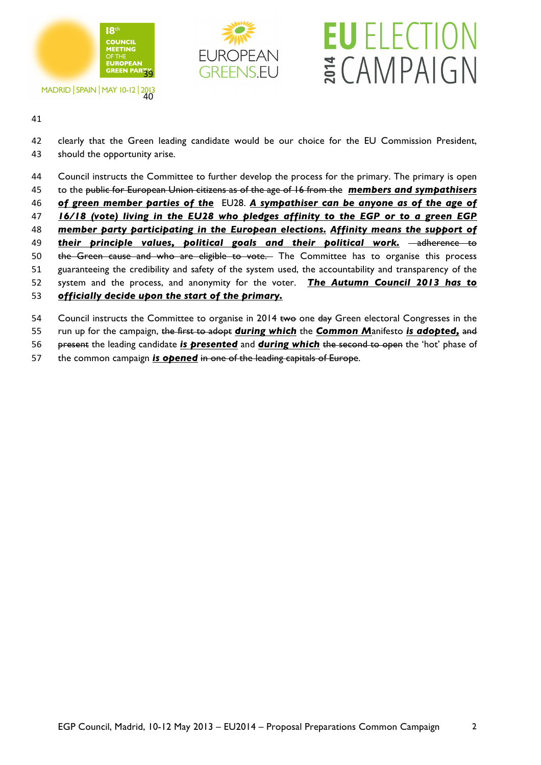clearly that the Green leading candidate would be our choice for the EU Commission President, should the opportunity arise.

Council instructs the Committee to further develop the process for the primary. The primary is open to the ~~public for European Union citizens as of the age of 16 from the~~ ***members and sympathisers of green member parties of the*** EU28. ***A sympathiser can be anyone as of the age of 16/18 (vote) living in the EU28 who pledges affinity to the EGP or to a green EGP member party participating in the European elections. Affinity means the support of their principle values, political goals and their political work.*** ~~adherence to the Green cause and who are eligible to vote.~~ The Committee has to organise this process guaranteeing the credibility and safety of the system used, the accountability and transparency of the system and the process, and anonymity for the voter. ***The Autumn Council 2013 has to officially decide upon the start of the primary.***

Council instructs the Committee to organise in 2014 ~~two~~ one ~~day~~ Green electoral Congresses in the run up for the campaign, ~~the first to adopt~~ ***during which*** the ***Common M***anifesto ***is adopted,*** ~~and present~~ the leading candidate ***is presented*** and ***during which*** ~~the second to open~~ the 'hot' phase of the common campaign ***is opened*** ~~in one of the leading capitals of Europe~~.